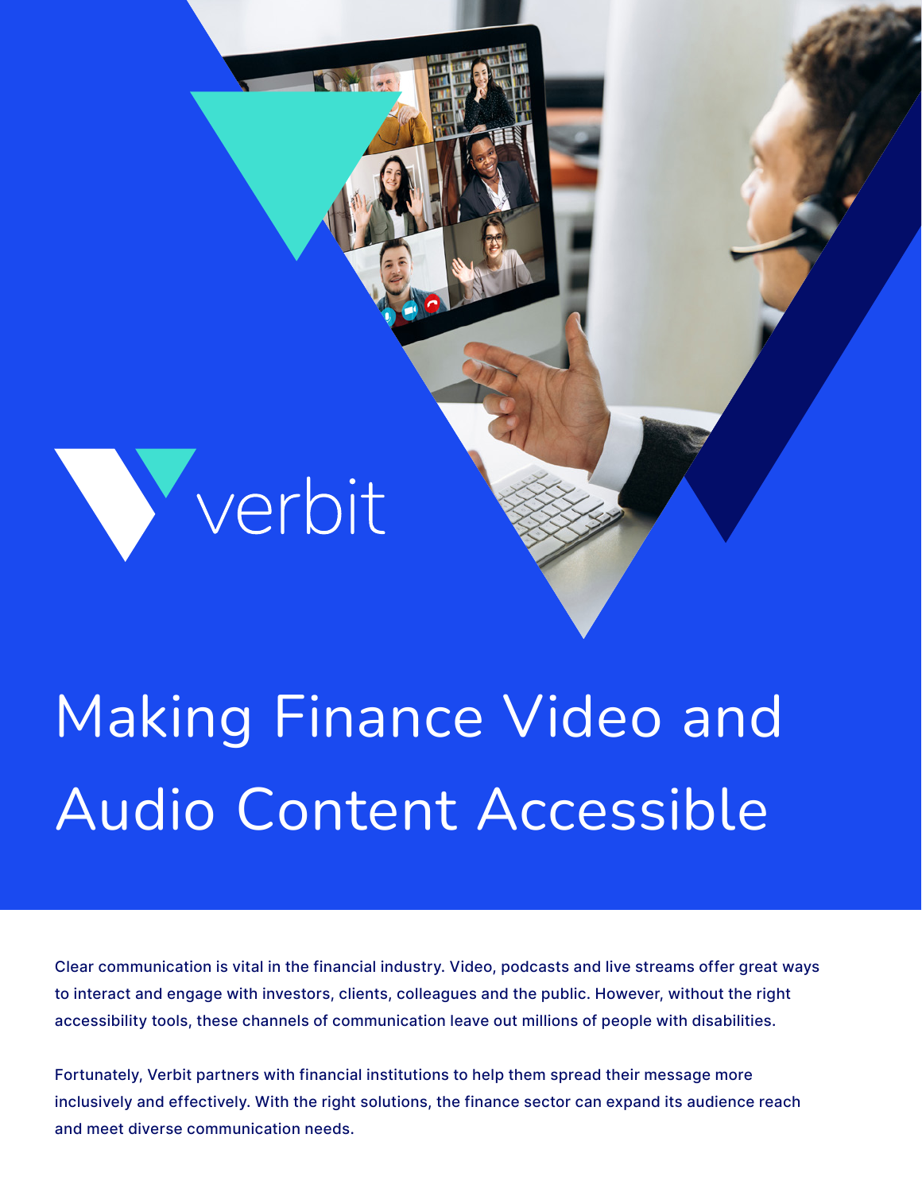verbit

# Making Finance Video and Audio Content Accessible

Clear communication is vital in the financial industry. Video, podcasts and live streams offer great ways to interact and engage with investors, clients, colleagues and the public. However, without the right accessibility tools, these channels of communication leave out millions of people with disabilities.

Fortunately, Verbit partners with financial institutions to help them spread their message more inclusively and effectively. With the right solutions, the finance sector can expand its audience reach and meet diverse communication needs.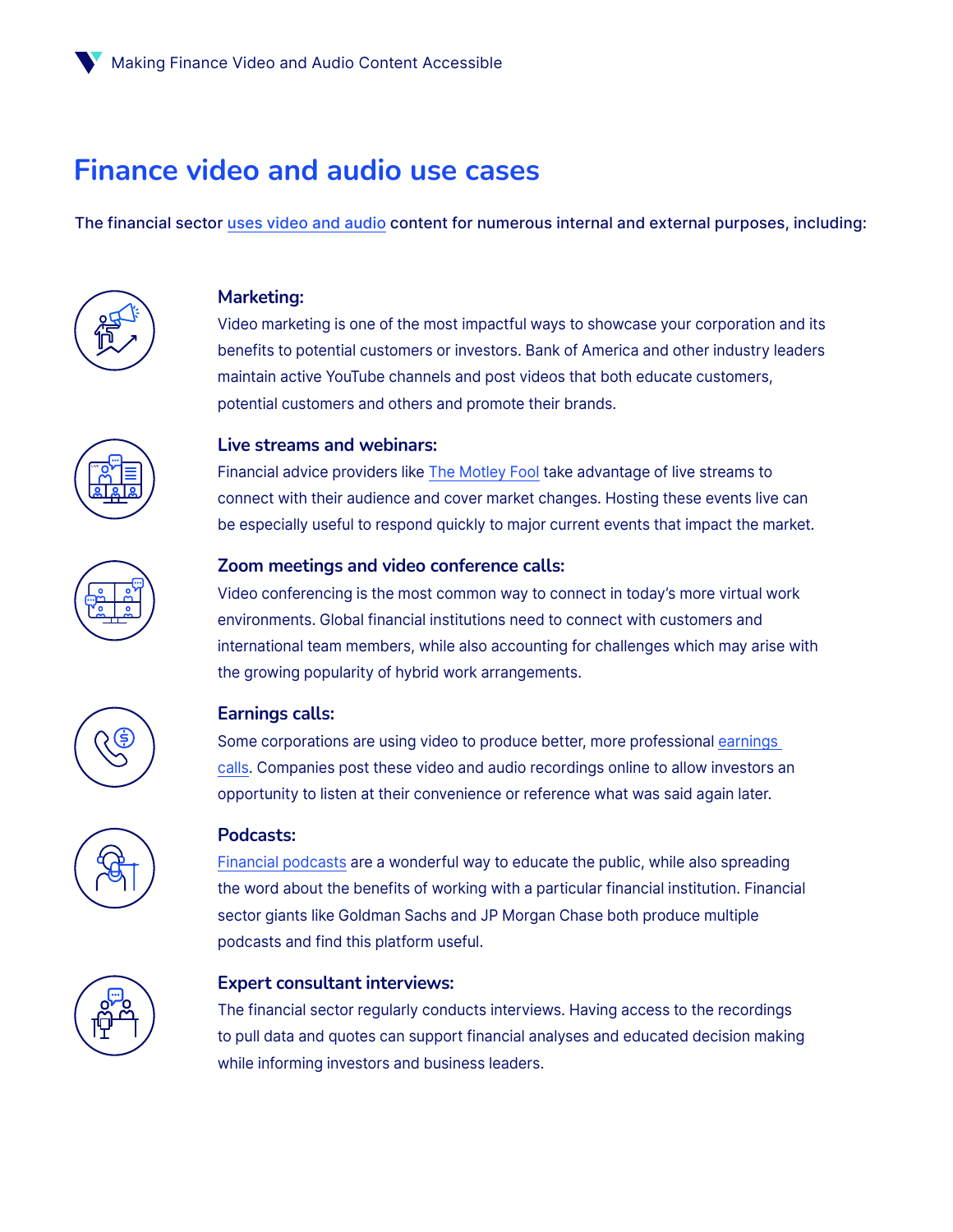# Finance video and audio use cases

The financial sector uses video and audio content for numerous internal and external purposes, including:

**Marketing:**
Video marketing is one of the most impactful ways to showcase your corporation and its benefits to potential customers or investors. Bank of America and other industry leaders maintain active YouTube channels and post videos that both educate customers, potential customers and others and promote their brands.

**Live streams and webinars:**
Financial advice providers like The Motley Fool take advantage of live streams to connect with their audience and cover market changes. Hosting these events live can be especially useful to respond quickly to major current events that impact the market.

**Zoom meetings and video conference calls:**
Video conferencing is the most common way to connect in today's more virtual work environments. Global financial institutions need to connect with customers and international team members, while also accounting for challenges which may arise with the growing popularity of hybrid work arrangements.

**Earnings calls:**
Some corporations are using video to produce better, more professional earnings calls. Companies post these video and audio recordings online to allow investors an opportunity to listen at their convenience or reference what was said again later.

**Podcasts:**
Financial podcasts are a wonderful way to educate the public, while also spreading the word about the benefits of working with a particular financial institution. Financial sector giants like Goldman Sachs and JP Morgan Chase both produce multiple podcasts and find this platform useful.

**Expert consultant interviews:**
The financial sector regularly conducts interviews. Having access to the recordings to pull data and quotes can support financial analyses and educated decision making while informing investors and business leaders.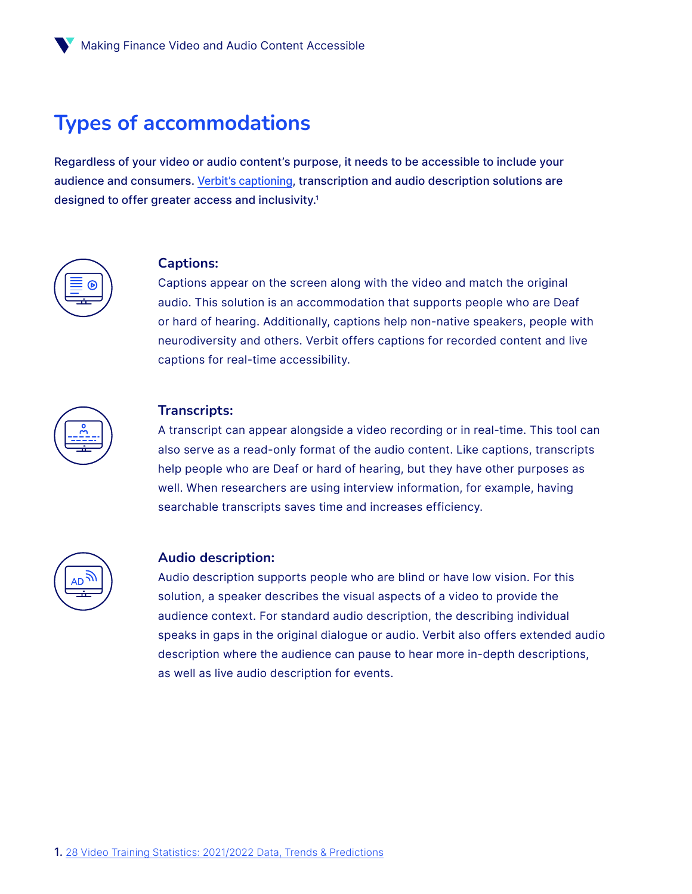# Types of accommodations

**Regardless of your video or audio content's purpose, it needs to be accessible to include your audience and consumers. Verbit's captioning, transcription and audio description solutions are designed to offer greater access and inclusivity.[1]**

### Captions:

Captions appear on the screen along with the video and match the original audio. This solution is an accommodation that supports people who are Deaf or hard of hearing. Additionally, captions help non-native speakers, people with neurodiversity and others. Verbit offers captions for recorded content and live captions for real-time accessibility.

### Transcripts:

A transcript can appear alongside a video recording or in real-time. This tool can also serve as a read-only format of the audio content. Like captions, transcripts help people who are Deaf or hard of hearing, but they have other purposes as well. When researchers are using interview information, for example, having searchable transcripts saves time and increases efficiency.

### Audio description:

Audio description supports people who are blind or have low vision. For this solution, a speaker describes the visual aspects of a video to provide the audience context. For standard audio description, the describing individual speaks in gaps in the original dialogue or audio. Verbit also offers extended audio description where the audience can pause to hear more in-depth descriptions, as well as live audio description for events.

1. 28 Video Training Statistics: 2021/2022 Data, Trends & Predictions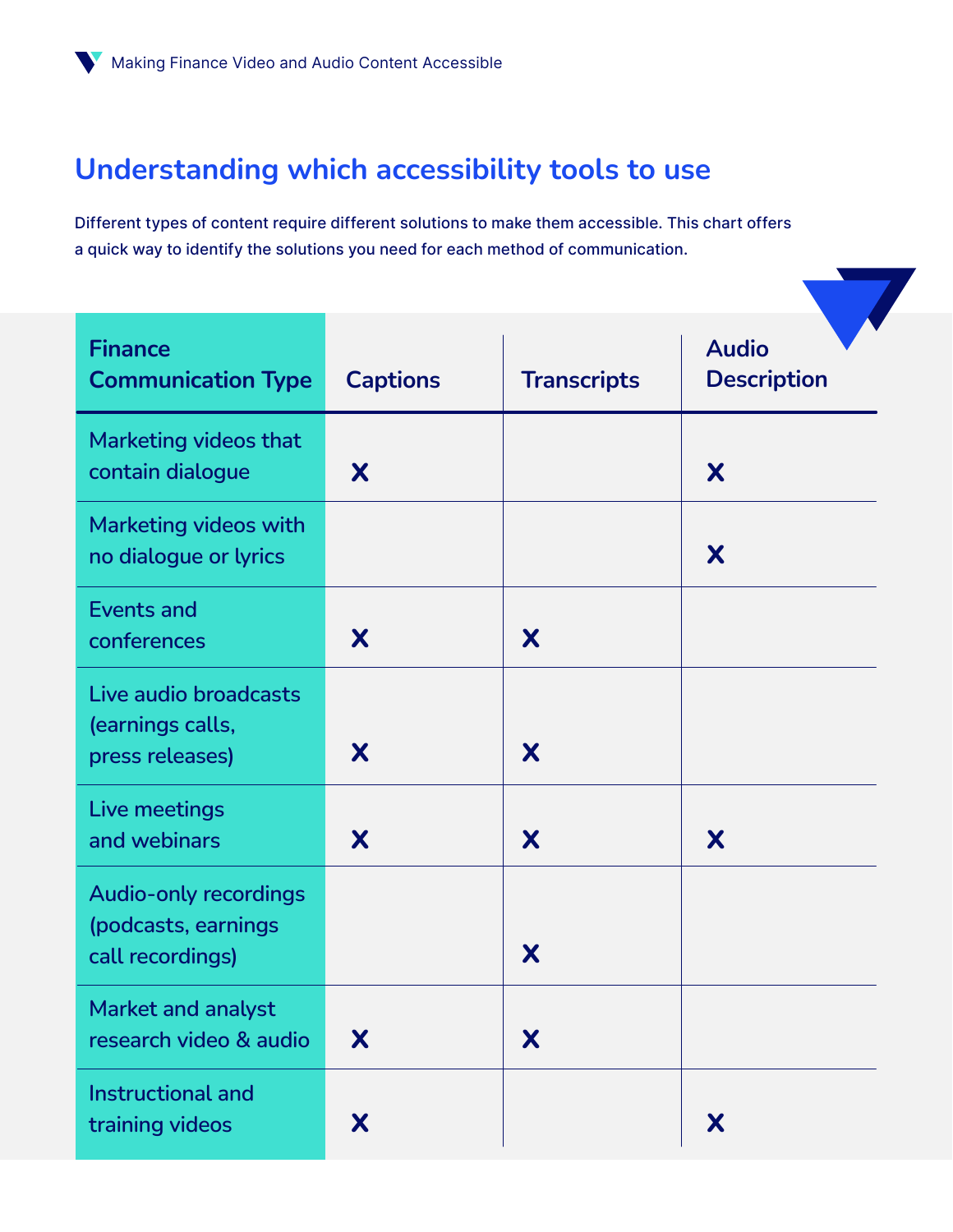## Understanding which accessibility tools to use

Different types of content require different solutions to make them accessible. This chart offers a quick way to identify the solutions you need for each method of communication.

| Finance Communication Type | Captions | Transcripts | Audio Description |
|---|---|---|---|
| Marketing videos that contain dialogue | X | | X |
| Marketing videos with no dialogue or lyrics | | | X |
| Events and conferences | X | X | |
| Live audio broadcasts (earnings calls, press releases) | X | X | |
| Live meetings and webinars | X | X | X |
| Audio-only recordings (podcasts, earnings call recordings) | | X | |
| Market and analyst research video & audio | X | X | |
| Instructional and training videos | X | | X |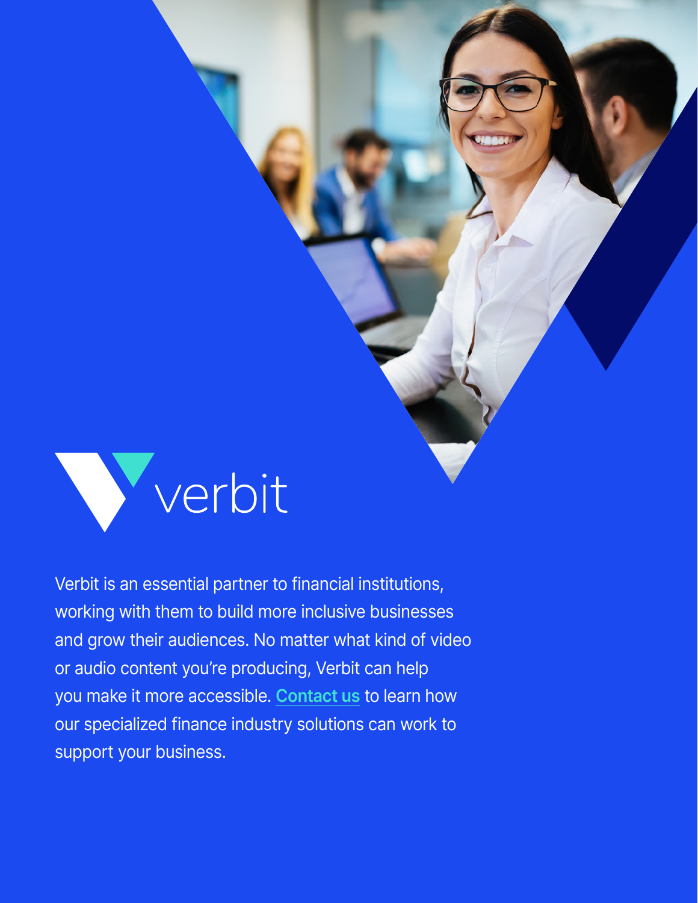verbit

Verbit is an essential partner to financial institutions, working with them to build more inclusive businesses and grow their audiences. No matter what kind of video or audio content you're producing, Verbit can help you make it more accessible. **Contact us** to learn how our specialized finance industry solutions can work to support your business.